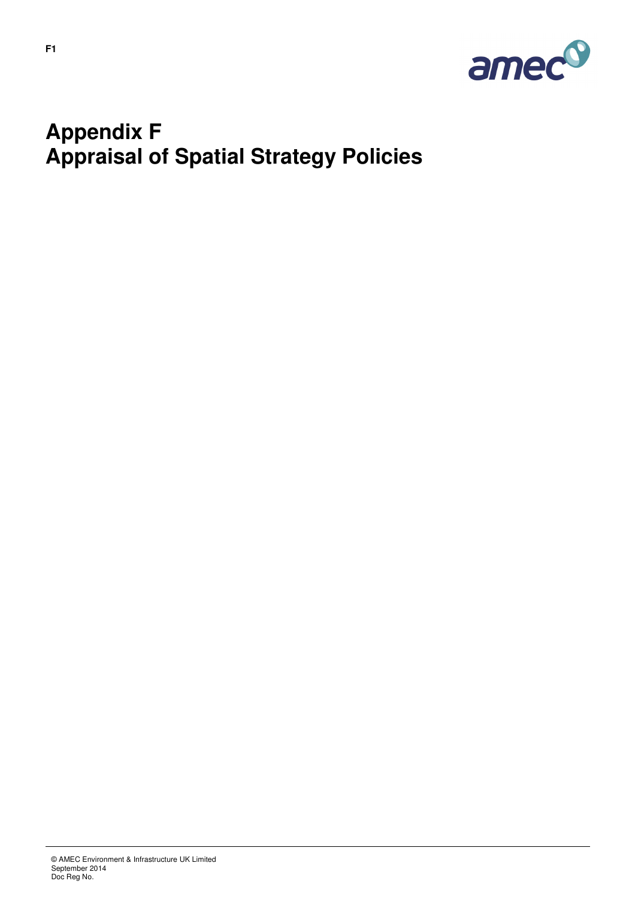# Appendix F
# Appraisal of Spatial Strategy Policies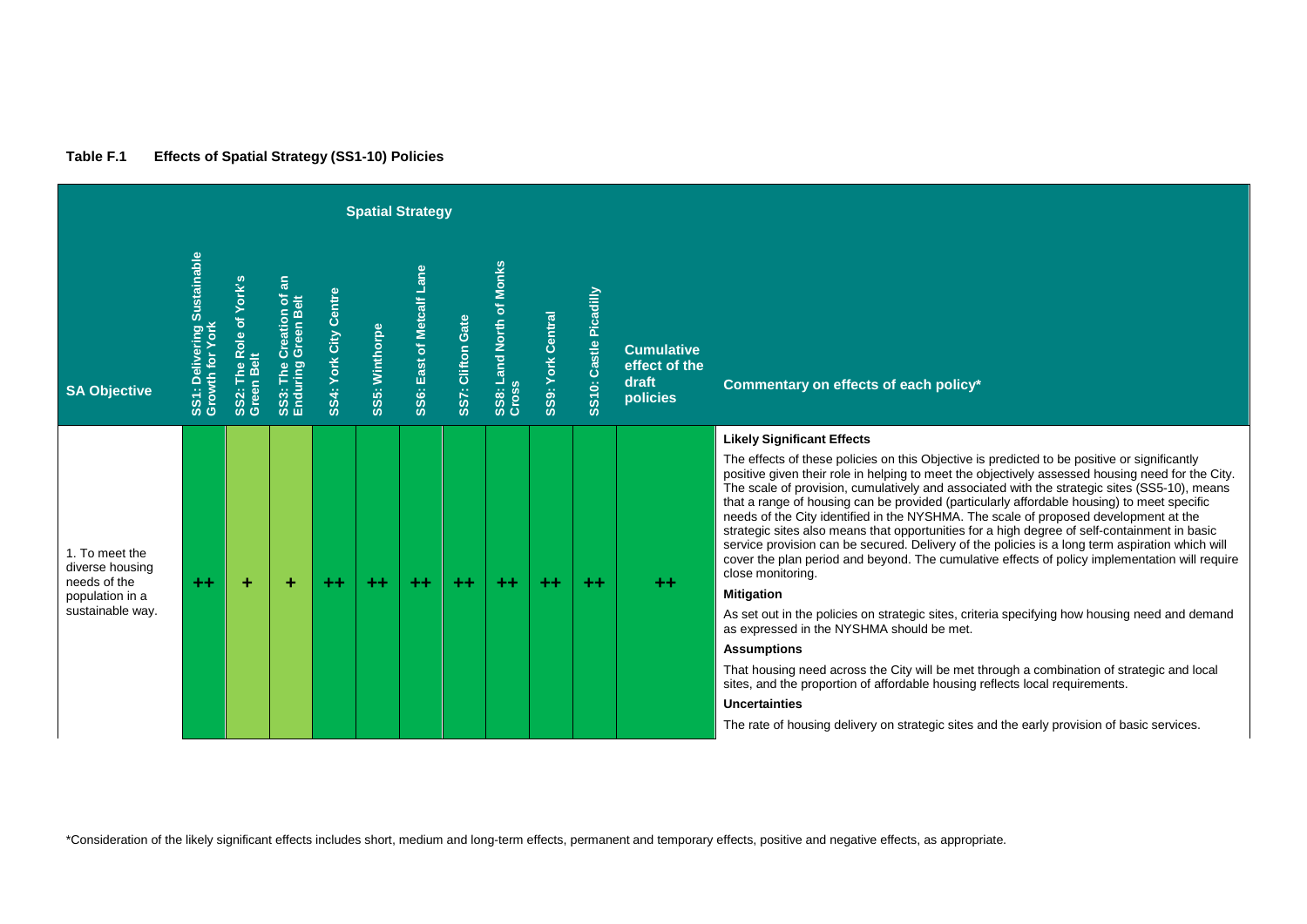**Table F.1 Effects of Spatial Strategy (SS1-10) Policies**

| Spatial Strategy | | | | | | | | | | | | |
|---|---|---|---|---|---|---|---|---|---|---|---|---|
| **SA Objective** | **SS1: Delivering Sustainable Growth for York** | **SS2: The Role of York's Green Belt** | **SS3: The Creation of an Enduring Green Belt** | **SS4: York City Centre** | **SS5: Winthorpe** | **SS6: East of Metcalf Lane** | **SS7: Clifton Gate** | **SS8: Land North of Monks Cross** | **SS9: York Central** | **SS10: Castle Picadilly** | **Cumulative effect of the draft policies** | **Commentary on effects of each policy*** |
| 1. To meet the diverse housing needs of the population in a sustainable way. | ++ | + | + | ++ | ++ | ++ | ++ | ++ | ++ | ++ | ++ | **Likely Significant Effects**<br>The effects of these policies on this Objective is predicted to be positive or significantly positive given their role in helping to meet the objectively assessed housing need for the City. The scale of provision, cumulatively and associated with the strategic sites (SS5-10), means that a range of housing can be provided (particularly affordable housing) to meet specific needs of the City identified in the NYSHMA. The scale of proposed development at the strategic sites also means that opportunities for a high degree of self-containment in basic service provision can be secured. Delivery of the policies is a long term aspiration which will cover the plan period and beyond. The cumulative effects of policy implementation will require close monitoring.<br>**Mitigation**<br>As set out in the policies on strategic sites, criteria specifying how housing need and demand as expressed in the NYSHMA should be met.<br>**Assumptions**<br>That housing need across the City will be met through a combination of strategic and local sites, and the proportion of affordable housing reflects local requirements.<br>**Uncertainties**<br>The rate of housing delivery on strategic sites and the early provision of basic services. |

*Consideration of the likely significant effects includes short, medium and long-term effects, permanent and temporary effects, positive and negative effects, as appropriate.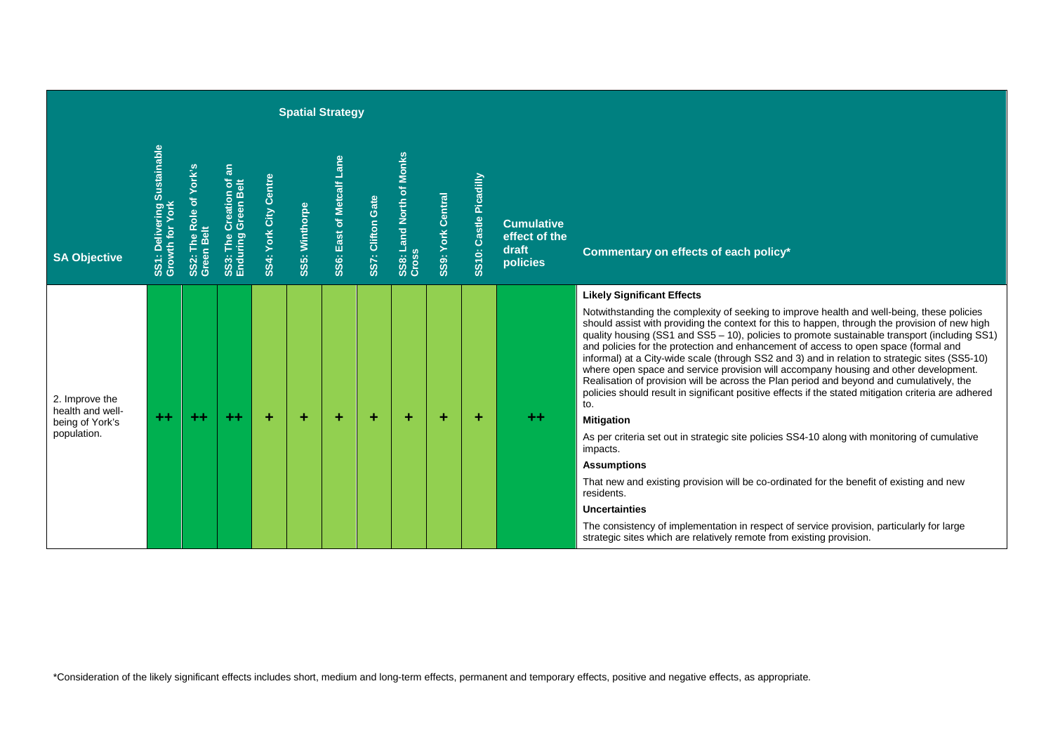| SA Objective | Spatial Strategy | | | | | | | | | | Cumulative effect of the draft policies | Commentary on effects of each policy* |
|---|---|---|---|---|---|---|---|---|---|---|---|---|
| | SS1: Delivering Sustainable Growth for York | SS2: The Role of York's Green Belt | SS3: The Creation of an Enduring Green Belt | SS4: York City Centre | SS5: Winthorpe | SS6: East of Metcalf Lane | SS7: Clifton Gate | SS8: Land North of Monks Cross | SS9: York Central | SS10: Castle Picadilly | | |
| 2. Improve the health and well-being of York's population. | ++ | ++ | ++ | + | + | + | + | + | + | + | ++ | **Likely Significant Effects**<br><br>Notwithstanding the complexity of seeking to improve health and well-being, these policies should assist with providing the context for this to happen, through the provision of new high quality housing (SS1 and SS5 – 10), policies to promote sustainable transport (including SS1) and policies for the protection and enhancement of access to open space (formal and informal) at a City-wide scale (through SS2 and 3) and in relation to strategic sites (SS5-10) where open space and service provision will accompany housing and other development. Realisation of provision will be across the Plan period and beyond and cumulatively, the policies should result in significant positive effects if the stated mitigation criteria are adhered to.<br><br>**Mitigation**<br><br>As per criteria set out in strategic site policies SS4-10 along with monitoring of cumulative impacts.<br><br>**Assumptions**<br><br>That new and existing provision will be co-ordinated for the benefit of existing and new residents.<br><br>**Uncertainties**<br><br>The consistency of implementation in respect of service provision, particularly for large strategic sites which are relatively remote from existing provision. |

*Consideration of the likely significant effects includes short, medium and long-term effects, permanent and temporary effects, positive and negative effects, as appropriate.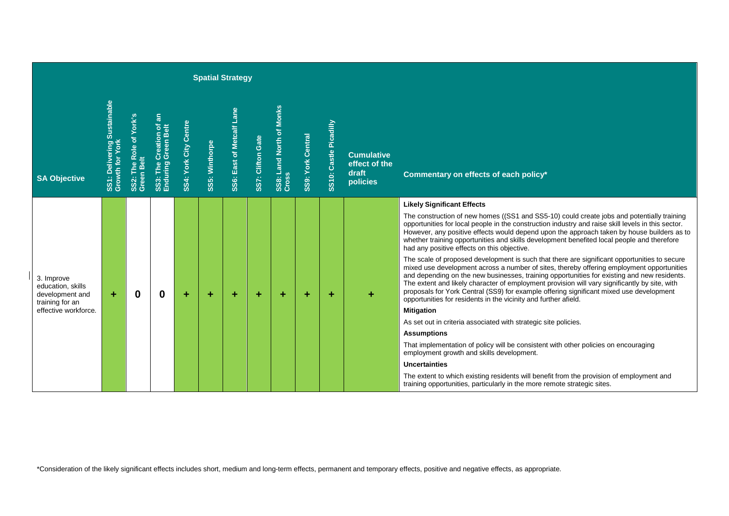| SA Objective | Spatial Strategy | | | | | | | | | | Cumulative effect of the draft policies | Commentary on effects of each policy* |
|---|---|---|---|---|---|---|---|---|---|---|---|---|
| | SS1: Delivering Sustainable Growth for York | SS2: The Role of York's Green Belt | SS3: The Creation of an Enduring Green Belt | SS4: York City Centre | SS5: Winthorpe | SS6: East of Metcalf Lane | SS7: Clifton Gate | SS8: Land North of Monks Cross | SS9: York Central | SS10: Castle Picadilly | | |
| 3. Improve education, skills development and training for an effective workforce. | + | 0 | 0 | + | + | + | + | + | + | + | + | **Likely Significant Effects**<br><br>The construction of new homes ((SS1 and SS5-10) could create jobs and potentially training opportunities for local people in the construction industry and raise skill levels in this sector. However, any positive effects would depend upon the approach taken by house builders as to whether training opportunities and skills development benefited local people and therefore had any positive effects on this objective.<br><br>The scale of proposed development is such that there are significant opportunities to secure mixed use development across a number of sites, thereby offering employment opportunities and depending on the new businesses, training opportunities for existing and new residents. The extent and likely character of employment provision will vary significantly by site, with proposals for York Central (SS9) for example offering significant mixed use development opportunities for residents in the vicinity and further afield.<br><br>**Mitigation**<br><br>As set out in criteria associated with strategic site policies.<br><br>**Assumptions**<br><br>That implementation of policy will be consistent with other policies on encouraging employment growth and skills development.<br><br>**Uncertainties**<br><br>The extent to which existing residents will benefit from the provision of employment and training opportunities, particularly in the more remote strategic sites. |

*Consideration of the likely significant effects includes short, medium and long-term effects, permanent and temporary effects, positive and negative effects, as appropriate.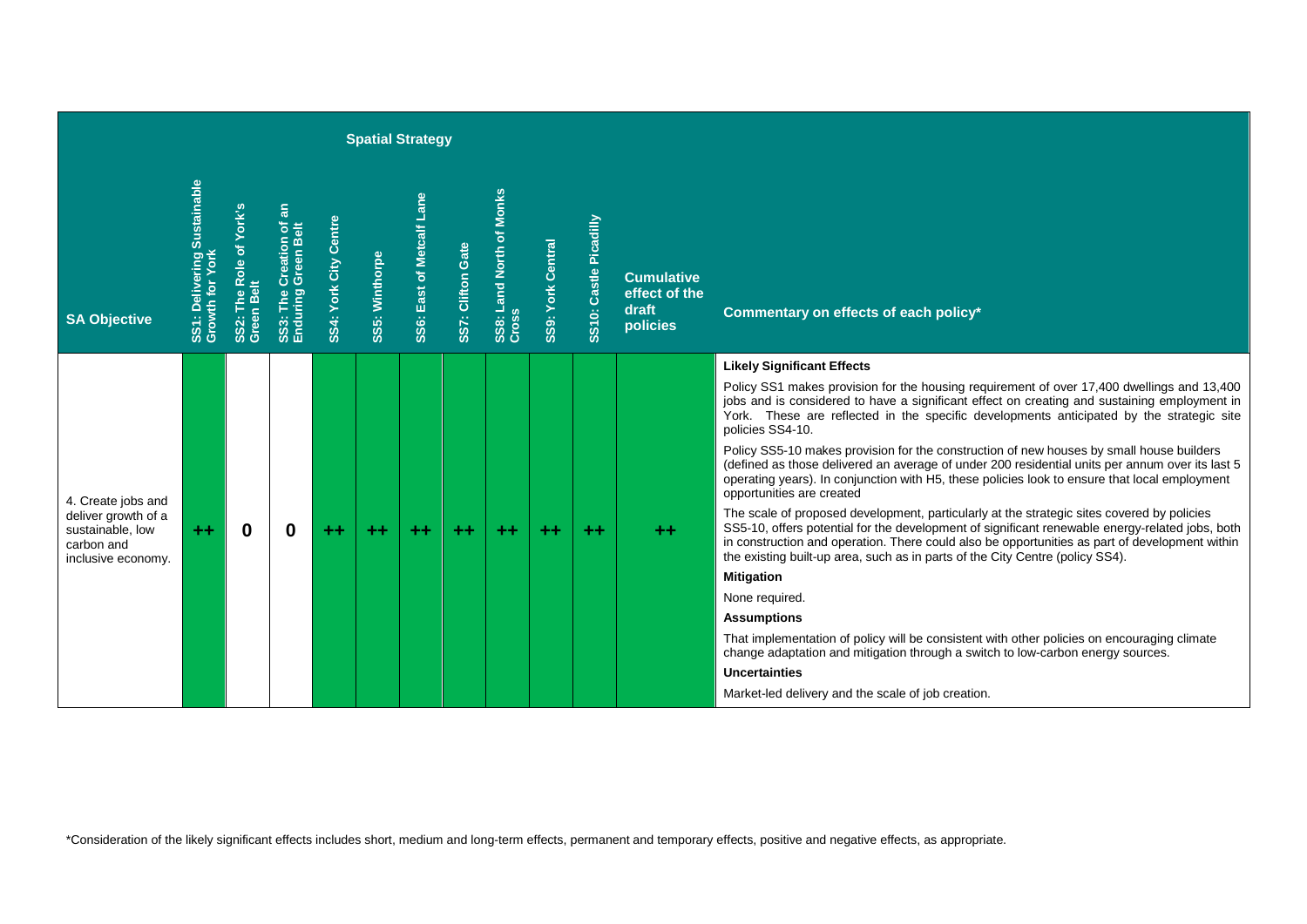| Spatial Strategy | | | | | | | | | | | | |
|---|---|---|---|---|---|---|---|---|---|---|---|---|
| **SA Objective** | **SS1: Delivering Sustainable Growth for York** | **SS2: The Role of York's Green Belt** | **SS3: The Creation of an Enduring Green Belt** | **SS4: York City Centre** | **SS5: Winthorpe** | **SS6: East of Metcalf Lane** | **SS7: Clifton Gate** | **SS8: Land North of Monks Cross** | **SS9: York Central** | **SS10: Castle Picadilly** | **Cumulative effect of the draft policies** | **Commentary on effects of each policy*** |
| 4. Create jobs and deliver growth of a sustainable, low carbon and inclusive economy. | ++ | 0 | 0 | ++ | ++ | ++ | ++ | ++ | ++ | ++ | ++ | **Likely Significant Effects**<br><br>Policy SS1 makes provision for the housing requirement of over 17,400 dwellings and 13,400 jobs and is considered to have a significant effect on creating and sustaining employment in York. These are reflected in the specific developments anticipated by the strategic site policies SS4-10.<br><br>Policy SS5-10 makes provision for the construction of new houses by small house builders (defined as those delivered an average of under 200 residential units per annum over its last 5 operating years). In conjunction with H5, these policies look to ensure that local employment opportunities are created<br><br>The scale of proposed development, particularly at the strategic sites covered by policies SS5-10, offers potential for the development of significant renewable energy-related jobs, both in construction and operation. There could also be opportunities as part of development within the existing built-up area, such as in parts of the City Centre (policy SS4).<br><br>**Mitigation**<br><br>None required.<br><br>**Assumptions**<br><br>That implementation of policy will be consistent with other policies on encouraging climate change adaptation and mitigation through a switch to low-carbon energy sources.<br><br>**Uncertainties**<br><br>Market-led delivery and the scale of job creation. |

*Consideration of the likely significant effects includes short, medium and long-term effects, permanent and temporary effects, positive and negative effects, as appropriate.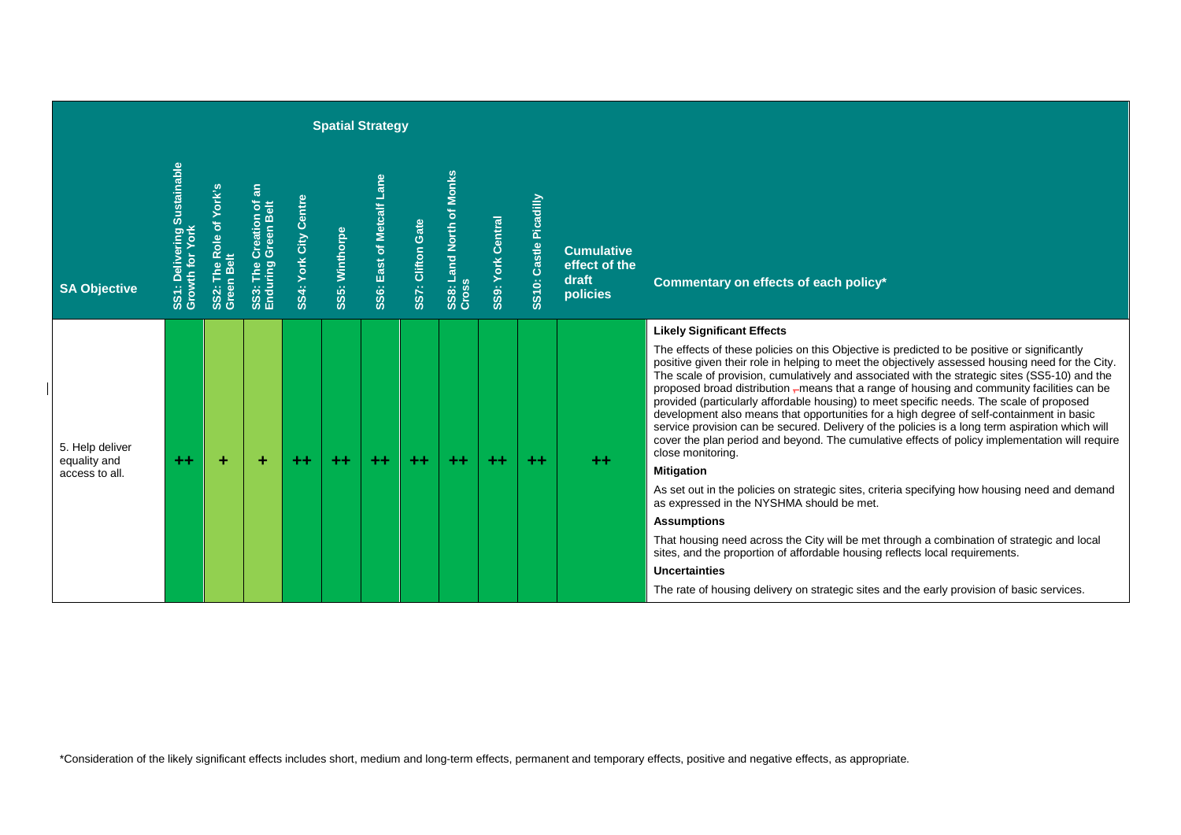| Spatial Strategy | | | | | | | | | | | | |
|---|---|---|---|---|---|---|---|---|---|---|---|---|
| **SA Objective** | **SS1: Delivering Sustainable Growth for York** | **SS2: The Role of York's Green Belt** | **SS3: The Creation of an Enduring Green Belt** | **SS4: York City Centre** | **SS5: Winthorpe** | **SS6: East of Metcalf Lane** | **SS7: Clifton Gate** | **SS8: Land North of Monks Cross** | **SS9: York Central** | **SS10: Castle Picadilly** | **Cumulative effect of the draft policies** | **Commentary on effects of each policy*** |
| 5. Help deliver equality and access to all. | ++ | + | + | ++ | ++ | ++ | ++ | ++ | ++ | ++ | ++ | **Likely Significant Effects**<br><br>The effects of these policies on this Objective is predicted to be positive or significantly positive given their role in helping to meet the objectively assessed housing need for the City. The scale of provision, cumulatively and associated with the strategic sites (SS5-10) and the proposed broad distribution ,-means that a range of housing and community facilities can be provided (particularly affordable housing) to meet specific needs. The scale of proposed development also means that opportunities for a high degree of self-containment in basic service provision can be secured. Delivery of the policies is a long term aspiration which will cover the plan period and beyond. The cumulative effects of policy implementation will require close monitoring.<br><br>**Mitigation**<br><br>As set out in the policies on strategic sites, criteria specifying how housing need and demand as expressed in the NYSHMA should be met.<br><br>**Assumptions**<br><br>That housing need across the City will be met through a combination of strategic and local sites, and the proportion of affordable housing reflects local requirements.<br><br>**Uncertainties**<br><br>The rate of housing delivery on strategic sites and the early provision of basic services. |

*Consideration of the likely significant effects includes short, medium and long-term effects, permanent and temporary effects, positive and negative effects, as appropriate.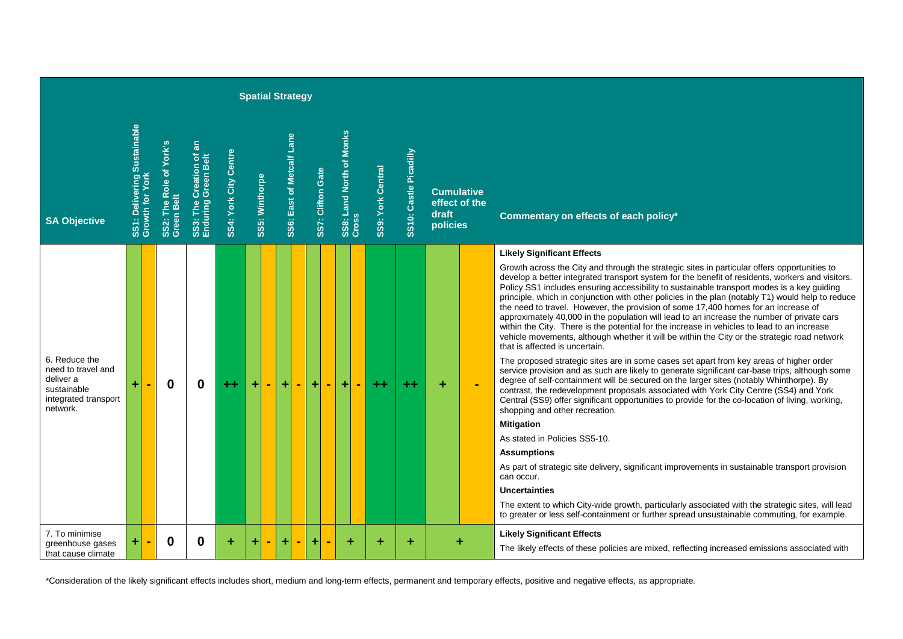| SA Objective | Spatial Strategy: SS1: Delivering Sustainable Growth for York | | SS2: The Role of York's Green Belt | SS3: The Creation of an Enduring Green Belt | SS4: York City Centre | SS5: Winthorpe | | SS6: East of Metcalf Lane | | SS7: Clifton Gate | | SS8: Land North of Monks Cross | | SS9: York Central | SS10: Castle Picadilly | Cumulative effect of the draft policies | | Commentary on effects of each policy* |
|---|---|---|---|---|---|---|---|---|---|---|---|---|---|---|---|---|---|---|
| 6. Reduce the need to travel and deliver a sustainable integrated transport network. | + | - | 0 | 0 | ++ | + | - | + | - | + | - | + | - | ++ | ++ | + | - | **Likely Significant Effects**<br><br>Growth across the City and through the strategic sites in particular offers opportunities to develop a better integrated transport system for the benefit of residents, workers and visitors. Policy SS1 includes ensuring accessibility to sustainable transport modes is a key guiding principle, which in conjunction with other policies in the plan (notably T1) would help to reduce the need to travel. However, the provision of some 17,400 homes for an increase of approximately 40,000 in the population will lead to an increase the number of private cars within the City. There is the potential for the increase in vehicles to lead to an increase vehicle movements, although whether it will be within the City or the strategic road network that is affected is uncertain.<br><br>The proposed strategic sites are in some cases set apart from key areas of higher order service provision and as such are likely to generate significant car-base trips, although some degree of self-containment will be secured on the larger sites (notably Whinthorpe). By contrast, the redevelopment proposals associated with York City Centre (SS4) and York Central (SS9) offer significant opportunities to provide for the co-location of living, working, shopping and other recreation.<br><br>**Mitigation**<br><br>As stated in Policies SS5-10.<br><br>**Assumptions**<br><br>As part of strategic site delivery, significant improvements in sustainable transport provision can occur.<br><br>**Uncertainties**<br><br>The extent to which City-wide growth, particularly associated with the strategic sites, will lead to greater or less self-containment or further spread unsustainable commuting, for example. |
| 7. To minimise greenhouse gases that cause climate | + | - | 0 | 0 | + | + | - | + | - | + | - | + | | + | + | + | | **Likely Significant Effects**<br><br>The likely effects of these policies are mixed, reflecting increased emissions associated with |

*Consideration of the likely significant effects includes short, medium and long-term effects, permanent and temporary effects, positive and negative effects, as appropriate.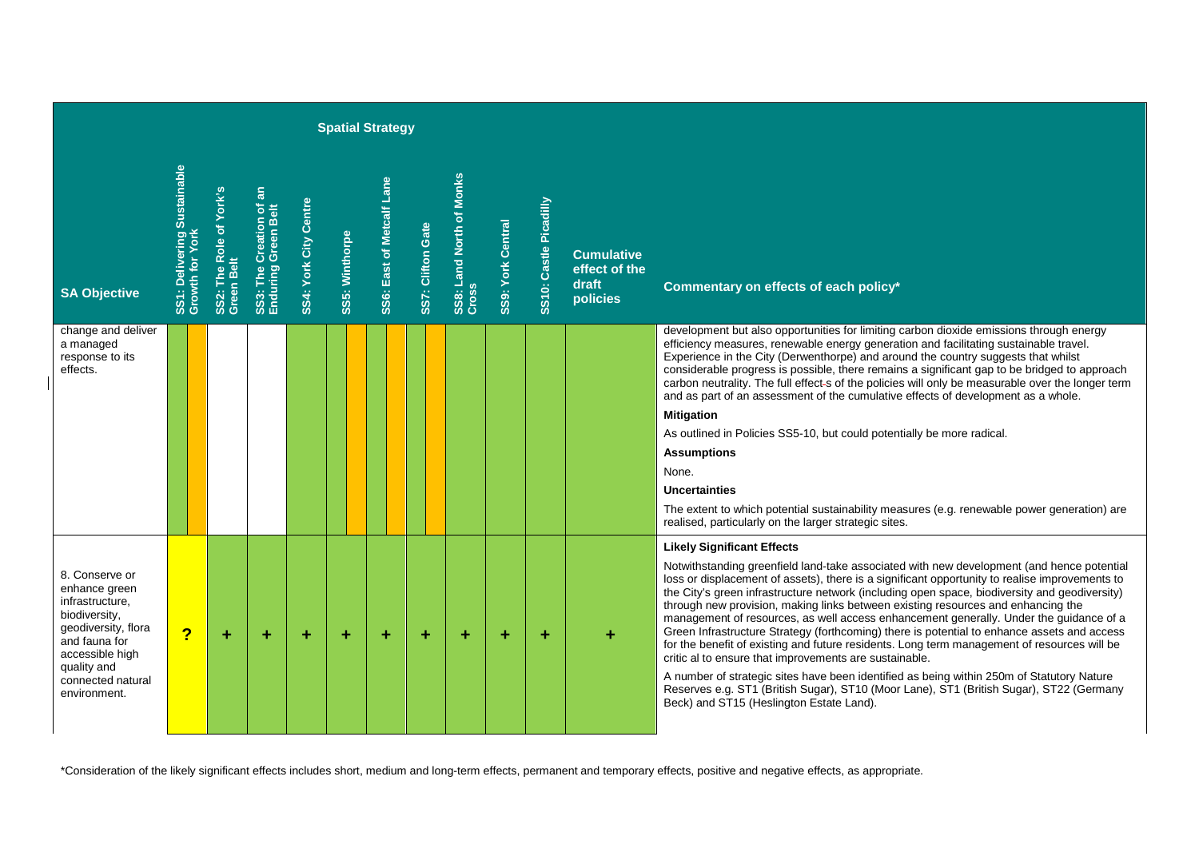| SA Objective | SS1: Delivering Sustainable Growth for York | SS2: The Role of York's Green Belt | SS3: The Creation of an Enduring Green Belt | SS4: York City Centre | SS5: Winthorpe | SS6: East of Metcalf Lane | SS7: Clifton Gate | SS8: Land North of Monks Cross | SS9: York Central | SS10: Castle Picadilly | Cumulative effect of the draft policies | Commentary on effects of each policy* |
|---|---|---|---|---|---|---|---|---|---|---|---|---|
| change and deliver a managed response to its effects. | | | | | | | | | | | | development but also opportunities for limiting carbon dioxide emissions through energy efficiency measures, renewable energy generation and facilitating sustainable travel. Experience in the City (Derwenthorpe) and around the country suggests that whilst considerable progress is possible, there remains a significant gap to be bridged to approach carbon neutrality. The full effects of the policies will only be measurable over the longer term and as part of an assessment of the cumulative effects of development as a whole.<br><br>**Mitigation**<br><br>As outlined in Policies SS5-10, but could potentially be more radical.<br><br>**Assumptions**<br><br>None.<br><br>**Uncertainties**<br><br>The extent to which potential sustainability measures (e.g. renewable power generation) are realised, particularly on the larger strategic sites. |
| 8. Conserve or enhance green infrastructure, biodiversity, geodiversity, flora and fauna for accessible high quality and connected natural environment. | ? | + | + | + | + | + | + | + | + | + | + | **Likely Significant Effects**<br><br>Notwithstanding greenfield land-take associated with new development (and hence potential loss or displacement of assets), there is a significant opportunity to realise improvements to the City's green infrastructure network (including open space, biodiversity and geodiversity) through new provision, making links between existing resources and enhancing the management of resources, as well access enhancement generally. Under the guidance of a Green Infrastructure Strategy (forthcoming) there is potential to enhance assets and access for the benefit of existing and future residents. Long term management of resources will be critic al to ensure that improvements are sustainable.<br><br>A number of strategic sites have been identified as being within 250m of Statutory Nature Reserves e.g. ST1 (British Sugar), ST10 (Moor Lane), ST1 (British Sugar), ST22 (Germany Beck) and ST15 (Heslington Estate Land). |

*Consideration of the likely significant effects includes short, medium and long-term effects, permanent and temporary effects, positive and negative effects, as appropriate.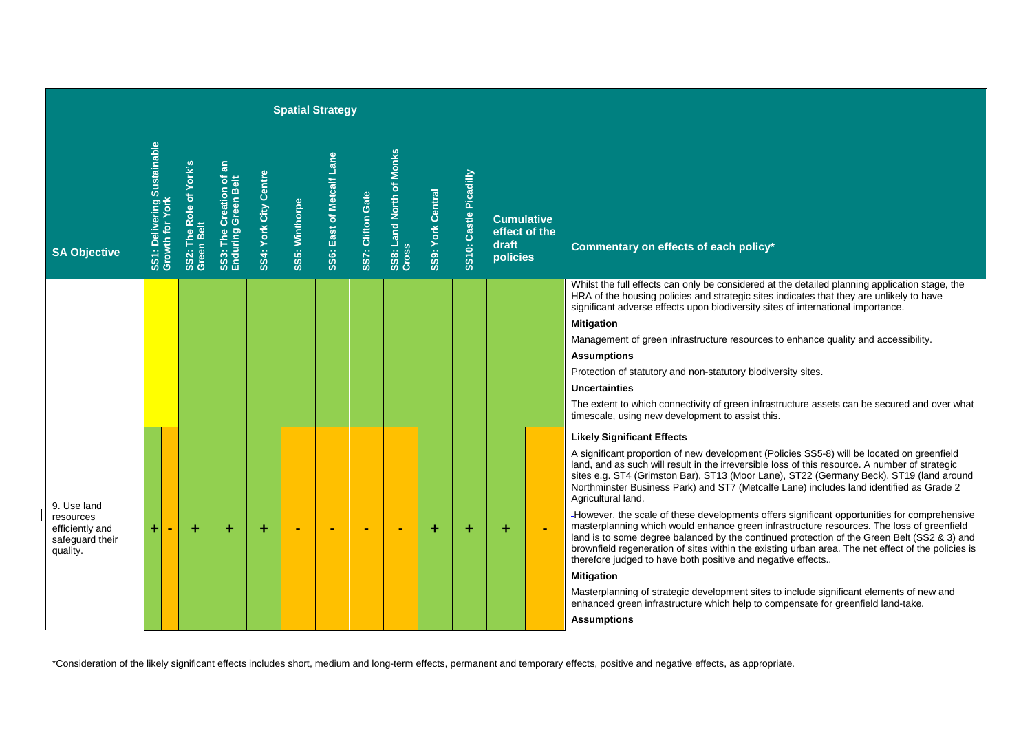| SA Objective | Spatial Strategy | | | | | | | | | | | Commentary on effects of each policy* |
|---|---|---|---|---|---|---|---|---|---|---|---|---|
| | SS1: Delivering Sustainable Growth for York | SS2: The Role of York's Green Belt | SS3: The Creation of an Enduring Green Belt | SS4: York City Centre | SS5: Winthorpe | SS6: East of Metcalf Lane | SS7: Clifton Gate | SS8: Land North of Monks Cross | SS9: York Central | SS10: Castle Picadilly | Cumulative effect of the draft policies | |
| | | | | | | | | | | | | Whilst the full effects can only be considered at the detailed planning application stage, the HRA of the housing policies and strategic sites indicates that they are unlikely to have significant adverse effects upon biodiversity sites of international importance.<br><br>**Mitigation**<br><br>Management of green infrastructure resources to enhance quality and accessibility.<br><br>**Assumptions**<br><br>Protection of statutory and non-statutory biodiversity sites.<br><br>**Uncertainties**<br><br>The extent to which connectivity of green infrastructure assets can be secured and over what timescale, using new development to assist this. |
| 9. Use land resources efficiently and safeguard their quality. | + - | + | + | + | - | - | - | - | + | + | + - | **Likely Significant Effects**<br><br>A significant proportion of new development (Policies SS5-8) will be located on greenfield land, and as such will result in the irreversible loss of this resource. A number of strategic sites e.g. ST4 (Grimston Bar), ST13 (Moor Lane), ST22 (Germany Beck), ST19 (land around Northminster Business Park) and ST7 (Metcalfe Lane) includes land identified as Grade 2 Agricultural land.<br><br>However, the scale of these developments offers significant opportunities for comprehensive masterplanning which would enhance green infrastructure resources. The loss of greenfield land is to some degree balanced by the continued protection of the Green Belt (SS2 & 3) and brownfield regeneration of sites within the existing urban area. The net effect of the policies is therefore judged to have both positive and negative effects..<br><br>**Mitigation**<br><br>Masterplanning of strategic development sites to include significant elements of new and enhanced green infrastructure which help to compensate for greenfield land-take.<br><br>**Assumptions** |

*Consideration of the likely significant effects includes short, medium and long-term effects, permanent and temporary effects, positive and negative effects, as appropriate.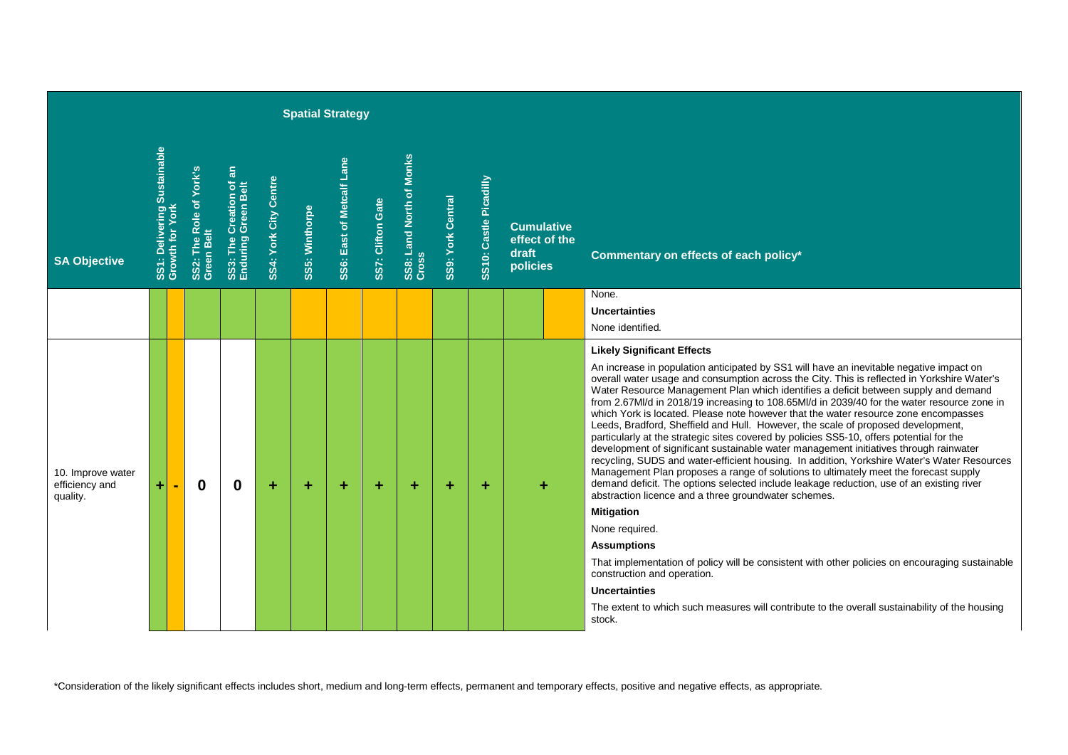| SA Objective | SS1: Delivering Sustainable Growth for York | | SS2: The Role of York's Green Belt | SS3: The Creation of an Enduring Green Belt | SS4: York City Centre | SS5: Winthorpe | SS6: East of Metcalf Lane | SS7: Clifton Gate | SS8: Land North of Monks Cross | SS9: York Central | SS10: Castle Picadilly | Cumulative effect of the draft policies | | Commentary on effects of each policy* |
|---|---|---|---|---|---|---|---|---|---|---|---|---|---|---|
| | | | | | | | | | | | | | | None.<br>**Uncertainties**<br>None identified. |
| 10. Improve water efficiency and quality. | + | - | 0 | 0 | + | + | + | + | + | + | + | + | | **Likely Significant Effects**<br>An increase in population anticipated by SS1 will have an inevitable negative impact on overall water usage and consumption across the City. This is reflected in Yorkshire Water's Water Resource Management Plan which identifies a deficit between supply and demand from 2.67Ml/d in 2018/19 increasing to 108.65Ml/d in 2039/40 for the water resource zone in which York is located. Please note however that the water resource zone encompasses Leeds, Bradford, Sheffield and Hull. However, the scale of proposed development, particularly at the strategic sites covered by policies SS5-10, offers potential for the development of significant sustainable water management initiatives through rainwater recycling, SUDS and water-efficient housing. In addition, Yorkshire Water's Water Resources Management Plan proposes a range of solutions to ultimately meet the forecast supply demand deficit. The options selected include leakage reduction, use of an existing river abstraction licence and a three groundwater schemes.<br>**Mitigation**<br>None required.<br>**Assumptions**<br>That implementation of policy will be consistent with other policies on encouraging sustainable construction and operation.<br>**Uncertainties**<br>The extent to which such measures will contribute to the overall sustainability of the housing stock. |

*Consideration of the likely significant effects includes short, medium and long-term effects, permanent and temporary effects, positive and negative effects, as appropriate.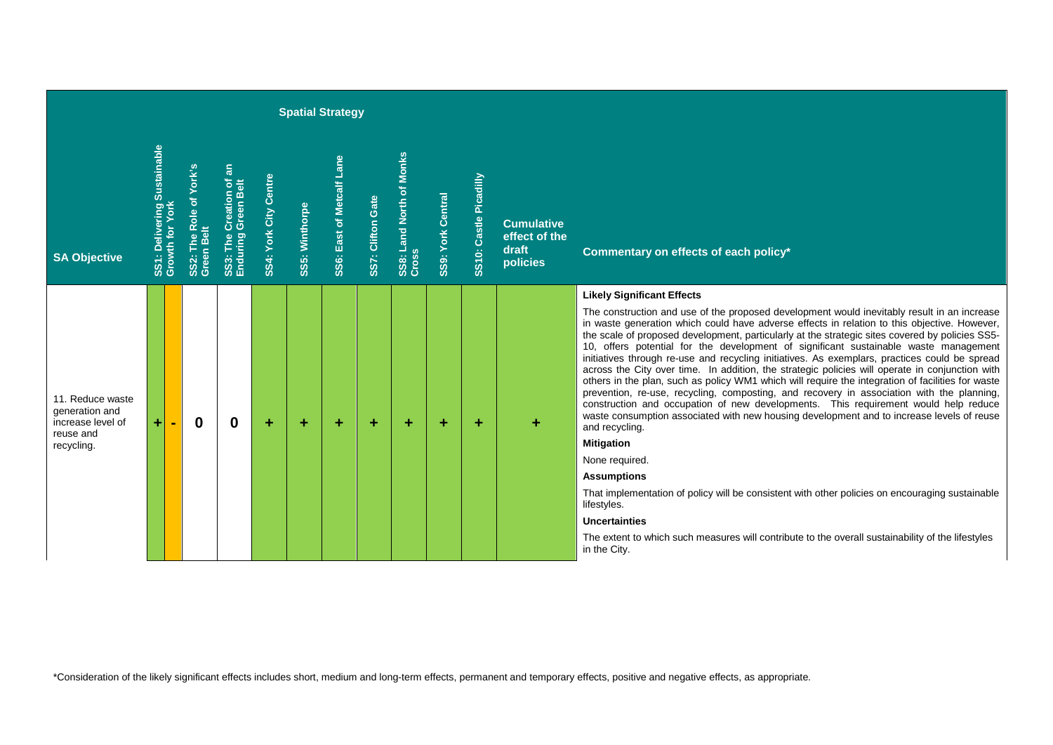| SA Objective | Spatial Strategy | | | | | | | | | | | Cumulative effect of the draft policies | Commentary on effects of each policy* |
|---|---|---|---|---|---|---|---|---|---|---|---|---|---|
| | SS1: Delivering Sustainable Growth for York | | SS2: The Role of York's Green Belt | SS3: The Creation of an Enduring Green Belt | SS4: York City Centre | SS5: Winthorpe | SS6: East of Metcalf Lane | SS7: Clifton Gate | SS8: Land North of Monks Cross | SS9: York Central | SS10: Castle Picadilly | | |
| 11. Reduce waste generation and increase level of reuse and recycling. | + | - | 0 | 0 | + | + | + | + | + | + | + | + | **Likely Significant Effects**<br><br>The construction and use of the proposed development would inevitably result in an increase in waste generation which could have adverse effects in relation to this objective. However, the scale of proposed development, particularly at the strategic sites covered by policies SS5-10, offers potential for the development of significant sustainable waste management initiatives through re-use and recycling initiatives. As exemplars, practices could be spread across the City over time. In addition, the strategic policies will operate in conjunction with others in the plan, such as policy WM1 which will require the integration of facilities for waste prevention, re-use, recycling, composting, and recovery in association with the planning, construction and occupation of new developments. This requirement would help reduce waste consumption associated with new housing development and to increase levels of reuse and recycling.<br><br>**Mitigation**<br><br>None required.<br><br>**Assumptions**<br><br>That implementation of policy will be consistent with other policies on encouraging sustainable lifestyles.<br><br>**Uncertainties**<br><br>The extent to which such measures will contribute to the overall sustainability of the lifestyles in the City. |

*Consideration of the likely significant effects includes short, medium and long-term effects, permanent and temporary effects, positive and negative effects, as appropriate.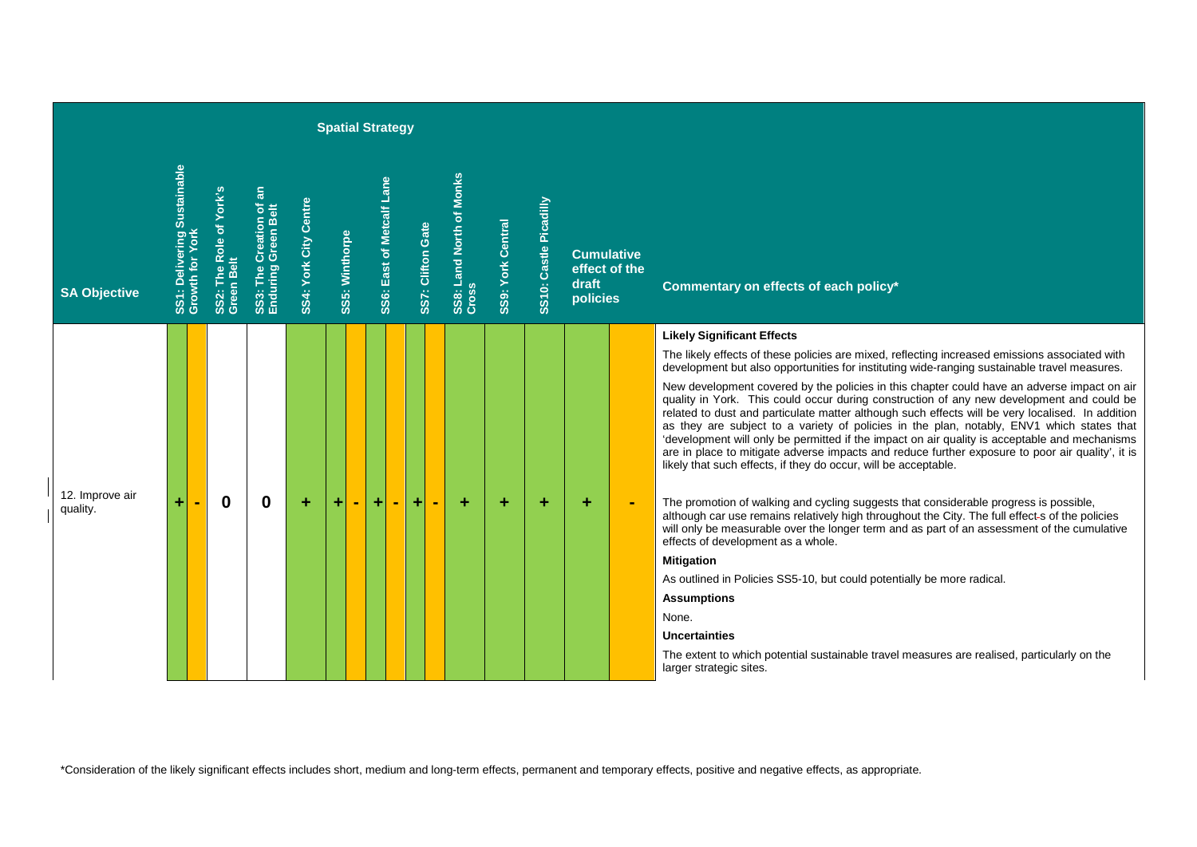| Spatial Strategy | | | | | | | | | | | | |
|---|---|---|---|---|---|---|---|---|---|---|---|---|
| SA Objective | SS1: Delivering Sustainable Growth for York | SS2: The Role of York's Green Belt | SS3: The Creation of an Enduring Green Belt | SS4: York City Centre | SS5: Winthorpe | SS6: East of Metcalf Lane | SS7: Clifton Gate | SS8: Land North of Monks Cross | SS9: York Central | SS10: Castle Picadilly | Cumulative effect of the draft policies | Commentary on effects of each policy* |
| 12. Improve air quality. | + - | 0 | 0 | + | + - | + - | + - | + | + | + | + - | **Likely Significant Effects**<br><br>The likely effects of these policies are mixed, reflecting increased emissions associated with development but also opportunities for instituting wide-ranging sustainable travel measures.<br><br>New development covered by the policies in this chapter could have an adverse impact on air quality in York. This could occur during construction of any new development and could be related to dust and particulate matter although such effects will be very localised. In addition as they are subject to a variety of policies in the plan, notably, ENV1 which states that 'development will only be permitted if the impact on air quality is acceptable and mechanisms are in place to mitigate adverse impacts and reduce further exposure to poor air quality', it is likely that such effects, if they do occur, will be acceptable.<br><br>The promotion of walking and cycling suggests that considerable progress is possible, although car use remains relatively high throughout the City. The full effects of the policies will only be measurable over the longer term and as part of an assessment of the cumulative effects of development as a whole.<br><br>**Mitigation**<br><br>As outlined in Policies SS5-10, but could potentially be more radical.<br><br>**Assumptions**<br><br>None.<br><br>**Uncertainties**<br><br>The extent to which potential sustainable travel measures are realised, particularly on the larger strategic sites. |

*Consideration of the likely significant effects includes short, medium and long-term effects, permanent and temporary effects, positive and negative effects, as appropriate.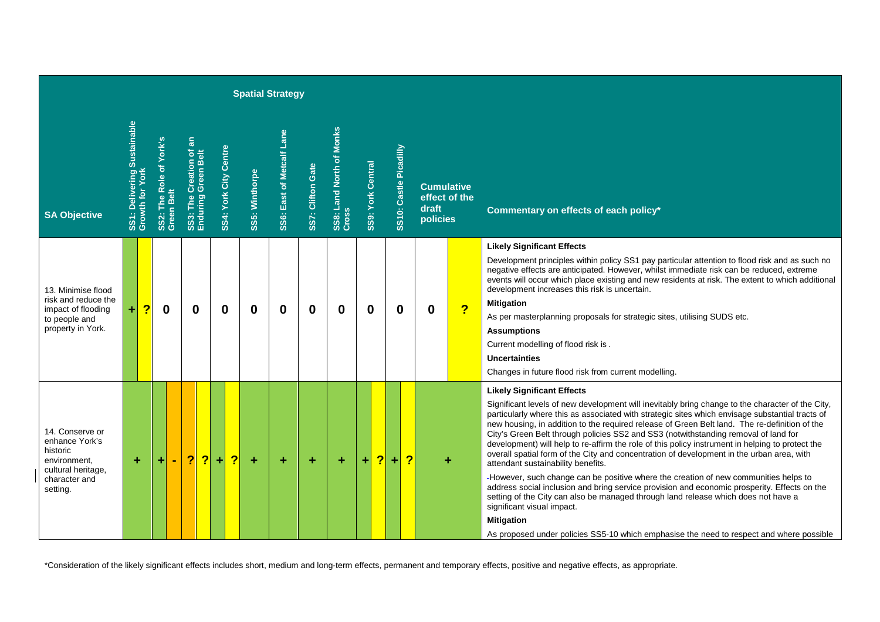| Spatial Strategy | | | | | | | | | | | |
|---|---|---|---|---|---|---|---|---|---|---|---|
| SA Objective | SS1: Delivering Sustainable Growth for York | SS2: The Role of York's Green Belt | SS3: The Creation of an Enduring Green Belt | SS4: York City Centre | SS5: Winthorpe | SS6: East of Metcalf Lane | SS7: Clifton Gate | SS8: Land North of Monks Cross | SS9: York Central | SS10: Castle Picadilly | Cumulative effect of the draft policies | Commentary on effects of each policy* |
| 13. Minimise flood risk and reduce the impact of flooding to people and property in York. | + ? | 0 | 0 | 0 | 0 | 0 | 0 | 0 | 0 | 0 | 0 ? | **Likely Significant Effects**<br>Development principles within policy SS1 pay particular attention to flood risk and as such no negative effects are anticipated. However, whilst immediate risk can be reduced, extreme events will occur which place existing and new residents at risk. The extent to which additional development increases this risk is uncertain.<br>**Mitigation**<br>As per masterplanning proposals for strategic sites, utilising SUDS etc.<br>**Assumptions**<br>Current modelling of flood risk is .<br>**Uncertainties**<br>Changes in future flood risk from current modelling. |
| 14. Conserve or enhance York's historic environment, cultural heritage, character and setting. | + | + - | ? ? | + ? | + | + | + | + | + ? | + ? | + | **Likely Significant Effects**<br>Significant levels of new development will inevitably bring change to the character of the City, particularly where this as associated with strategic sites which envisage substantial tracts of new housing, in addition to the required release of Green Belt land. The re-definition of the City's Green Belt through policies SS2 and SS3 (notwithstanding removal of land for development) will help to re-affirm the role of this policy instrument in helping to protect the overall spatial form of the City and concentration of development in the urban area, with attendant sustainability benefits.<br>However, such change can be positive where the creation of new communities helps to address social inclusion and bring service provision and economic prosperity. Effects on the setting of the City can also be managed through land release which does not have a significant visual impact.<br>**Mitigation**<br>As proposed under policies SS5-10 which emphasise the need to respect and where possible |

*Consideration of the likely significant effects includes short, medium and long-term effects, permanent and temporary effects, positive and negative effects, as appropriate.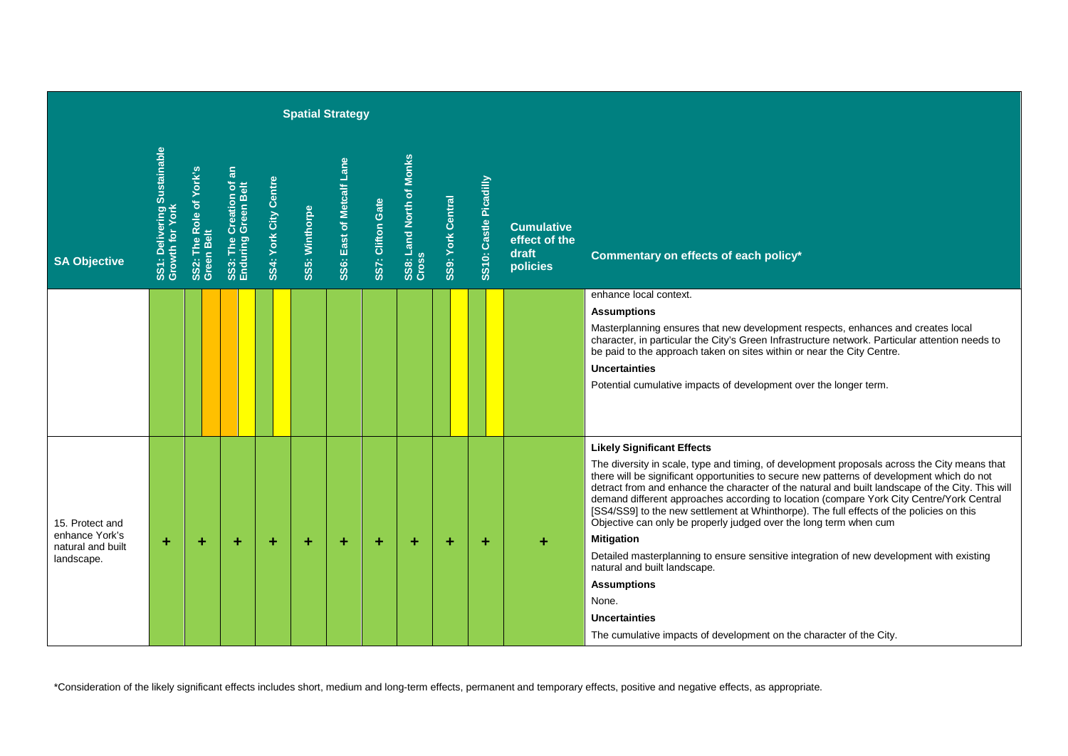| SA Objective | SS1: Delivering Sustainable Growth for York | SS2: The Role of York's Green Belt | SS3: The Creation of an Enduring Green Belt | SS4: York City Centre | SS5: Winthorpe | SS6: East of Metcalf Lane | SS7: Clifton Gate | SS8: Land North of Monks Cross | SS9: York Central | SS10: Castle Picadilly | Cumulative effect of the draft policies | Commentary on effects of each policy* |
|---|---|---|---|---|---|---|---|---|---|---|---|---|
| | | | | | | | | | | | | enhance local context.<br><br>**Assumptions**<br><br>Masterplanning ensures that new development respects, enhances and creates local character, in particular the City's Green Infrastructure network. Particular attention needs to be paid to the approach taken on sites within or near the City Centre.<br><br>**Uncertainties**<br><br>Potential cumulative impacts of development over the longer term. |
| 15. Protect and enhance York's natural and built landscape. | + | + | + | + | + | + | + | + | + | + | + | **Likely Significant Effects**<br><br>The diversity in scale, type and timing, of development proposals across the City means that there will be significant opportunities to secure new patterns of development which do not detract from and enhance the character of the natural and built landscape of the City. This will demand different approaches according to location (compare York City Centre/York Central [SS4/SS9] to the new settlement at Whinthorpe). The full effects of the policies on this Objective can only be properly judged over the long term when cum<br><br>**Mitigation**<br><br>Detailed masterplanning to ensure sensitive integration of new development with existing natural and built landscape.<br><br>**Assumptions**<br><br>None.<br><br>**Uncertainties**<br><br>The cumulative impacts of development on the character of the City. |

*Consideration of the likely significant effects includes short, medium and long-term effects, permanent and temporary effects, positive and negative effects, as appropriate.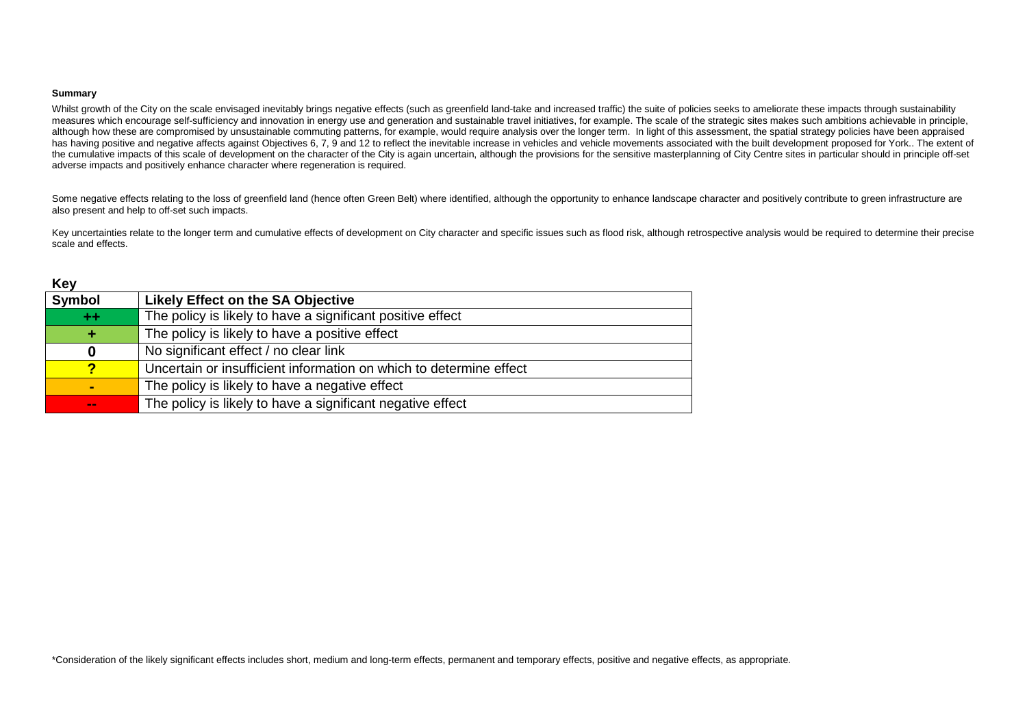**Summary**

Whilst growth of the City on the scale envisaged inevitably brings negative effects (such as greenfield land-take and increased traffic) the suite of policies seeks to ameliorate these impacts through sustainability measures which encourage self-sufficiency and innovation in energy use and generation and sustainable travel initiatives, for example. The scale of the strategic sites makes such ambitions achievable in principle, although how these are compromised by unsustainable commuting patterns, for example, would require analysis over the longer term. In light of this assessment, the spatial strategy policies have been appraised has having positive and negative affects against Objectives 6, 7, 9 and 12 to reflect the inevitable increase in vehicles and vehicle movements associated with the built development proposed for York.. The extent of the cumulative impacts of this scale of development on the character of the City is again uncertain, although the provisions for the sensitive masterplanning of City Centre sites in particular should in principle off-set adverse impacts and positively enhance character where regeneration is required.

Some negative effects relating to the loss of greenfield land (hence often Green Belt) where identified, although the opportunity to enhance landscape character and positively contribute to green infrastructure are also present and help to off-set such impacts.

Key uncertainties relate to the longer term and cumulative effects of development on City character and specific issues such as flood risk, although retrospective analysis would be required to determine their precise scale and effects.

**Key**

| Symbol | Likely Effect on the SA Objective |
|---|---|
| ++ | The policy is likely to have a significant positive effect |
| + | The policy is likely to have a positive effect |
| 0 | No significant effect / no clear link |
| ? | Uncertain or insufficient information on which to determine effect |
| - | The policy is likely to have a negative effect |
| -- | The policy is likely to have a significant negative effect |

*Consideration of the likely significant effects includes short, medium and long-term effects, permanent and temporary effects, positive and negative effects, as appropriate.